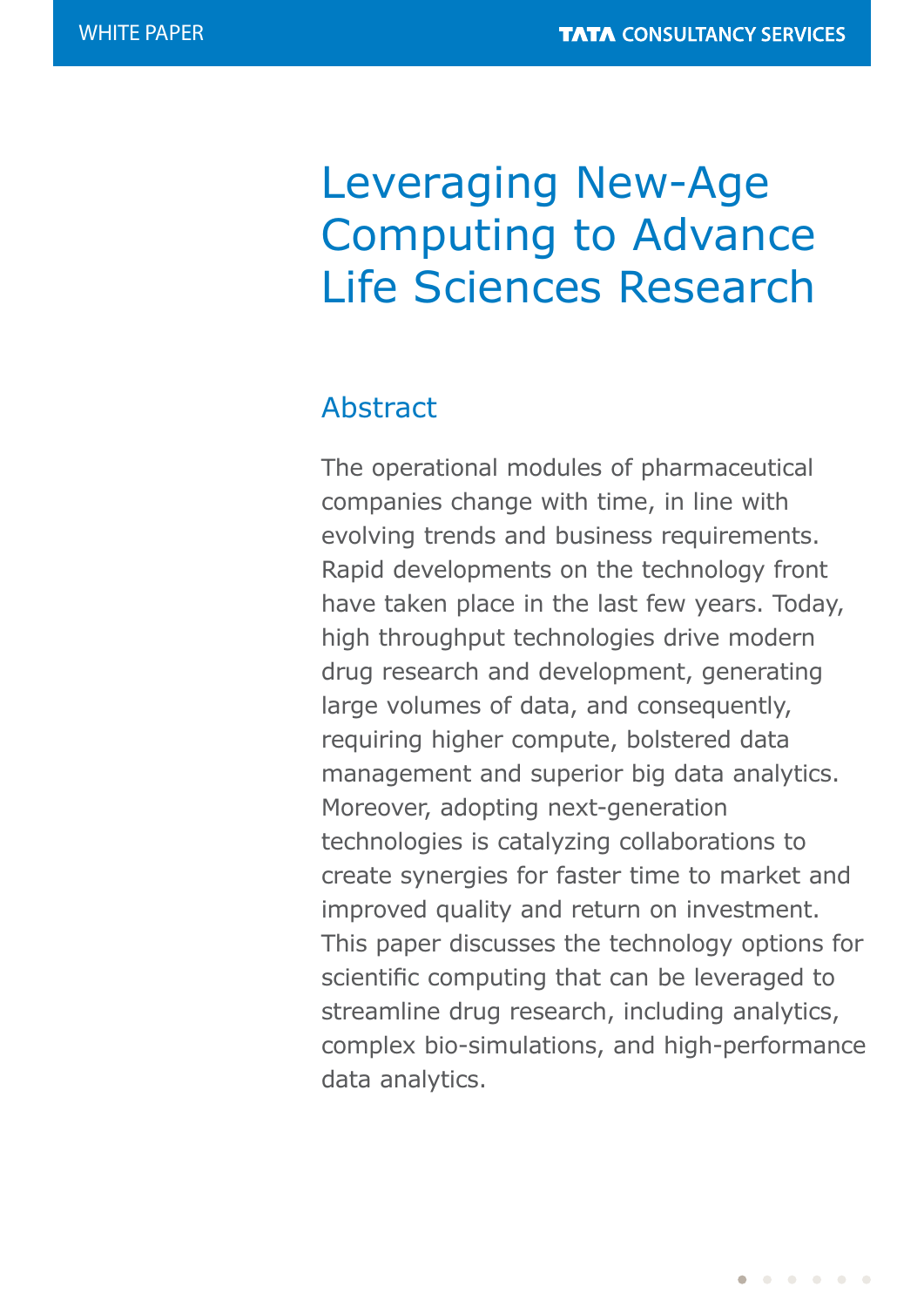WHITE PAPER

# Leveraging New-Age Computing to Advance Life Sciences Research

## Abstract

The operational modules of pharmaceutical companies change with time, in line with evolving trends and business requirements. Rapid developments on the technology front have taken place in the last few years. Today, high throughput technologies drive modern drug research and development, generating large volumes of data, and consequently, requiring higher compute, bolstered data management and superior big data analytics. Moreover, adopting next-generation technologies is catalyzing collaborations to create synergies for faster time to market and improved quality and return on investment. This paper discusses the technology options for scientific computing that can be leveraged to streamline drug research, including analytics, complex bio-simulations, and high-performance data analytics.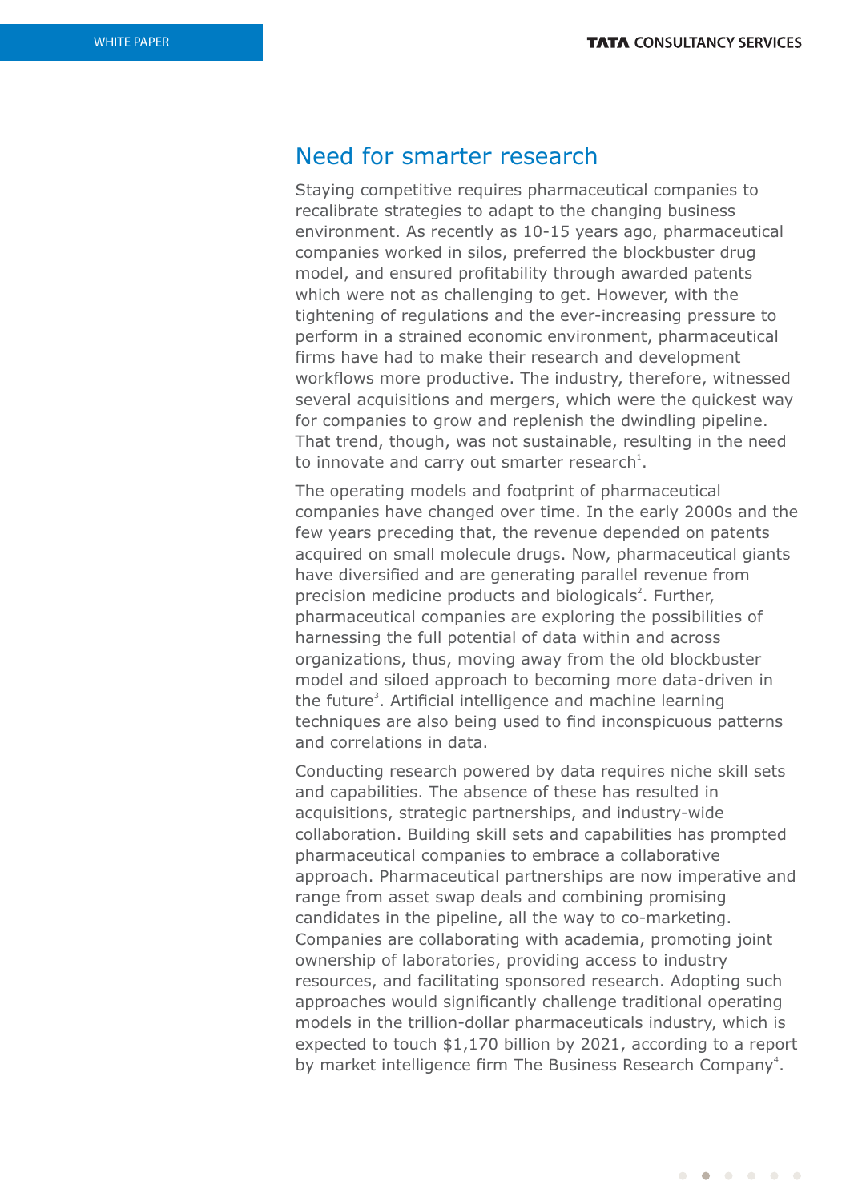## Need for smarter research

Staying competitive requires pharmaceutical companies to recalibrate strategies to adapt to the changing business environment. As recently as 10-15 years ago, pharmaceutical companies worked in silos, preferred the blockbuster drug model, and ensured profitability through awarded patents which were not as challenging to get. However, with the tightening of regulations and the ever-increasing pressure to perform in a strained economic environment, pharmaceutical firms have had to make their research and development workflows more productive. The industry, therefore, witnessed several acquisitions and mergers, which were the quickest way for companies to grow and replenish the dwindling pipeline. That trend, though, was not sustainable, resulting in the need to innovate and carry out smarter research[1].

The operating models and footprint of pharmaceutical companies have changed over time. In the early 2000s and the few years preceding that, the revenue depended on patents acquired on small molecule drugs. Now, pharmaceutical giants have diversified and are generating parallel revenue from precision medicine products and biologicals[2]. Further, pharmaceutical companies are exploring the possibilities of harnessing the full potential of data within and across organizations, thus, moving away from the old blockbuster model and siloed approach to becoming more data-driven in the future[3]. Artificial intelligence and machine learning techniques are also being used to find inconspicuous patterns and correlations in data.

Conducting research powered by data requires niche skill sets and capabilities. The absence of these has resulted in acquisitions, strategic partnerships, and industry-wide collaboration. Building skill sets and capabilities has prompted pharmaceutical companies to embrace a collaborative approach. Pharmaceutical partnerships are now imperative and range from asset swap deals and combining promising candidates in the pipeline, all the way to co-marketing. Companies are collaborating with academia, promoting joint ownership of laboratories, providing access to industry resources, and facilitating sponsored research. Adopting such approaches would significantly challenge traditional operating models in the trillion-dollar pharmaceuticals industry, which is expected to touch $1,170 billion by 2021, according to a report by market intelligence firm The Business Research Company[4].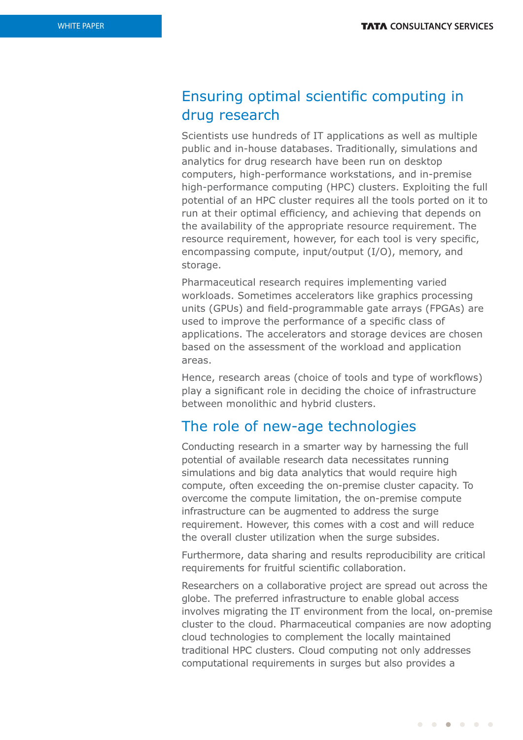## Ensuring optimal scientific computing in drug research

Scientists use hundreds of IT applications as well as multiple public and in-house databases. Traditionally, simulations and analytics for drug research have been run on desktop computers, high-performance workstations, and in-premise high-performance computing (HPC) clusters. Exploiting the full potential of an HPC cluster requires all the tools ported on it to run at their optimal efficiency, and achieving that depends on the availability of the appropriate resource requirement. The resource requirement, however, for each tool is very specific, encompassing compute, input/output (I/O), memory, and storage.

Pharmaceutical research requires implementing varied workloads. Sometimes accelerators like graphics processing units (GPUs) and field-programmable gate arrays (FPGAs) are used to improve the performance of a specific class of applications. The accelerators and storage devices are chosen based on the assessment of the workload and application areas.

Hence, research areas (choice of tools and type of workflows) play a significant role in deciding the choice of infrastructure between monolithic and hybrid clusters.

## The role of new-age technologies

Conducting research in a smarter way by harnessing the full potential of available research data necessitates running simulations and big data analytics that would require high compute, often exceeding the on-premise cluster capacity. To overcome the compute limitation, the on-premise compute infrastructure can be augmented to address the surge requirement. However, this comes with a cost and will reduce the overall cluster utilization when the surge subsides.

Furthermore, data sharing and results reproducibility are critical requirements for fruitful scientific collaboration.

Researchers on a collaborative project are spread out across the globe. The preferred infrastructure to enable global access involves migrating the IT environment from the local, on-premise cluster to the cloud. Pharmaceutical companies are now adopting cloud technologies to complement the locally maintained traditional HPC clusters. Cloud computing not only addresses computational requirements in surges but also provides a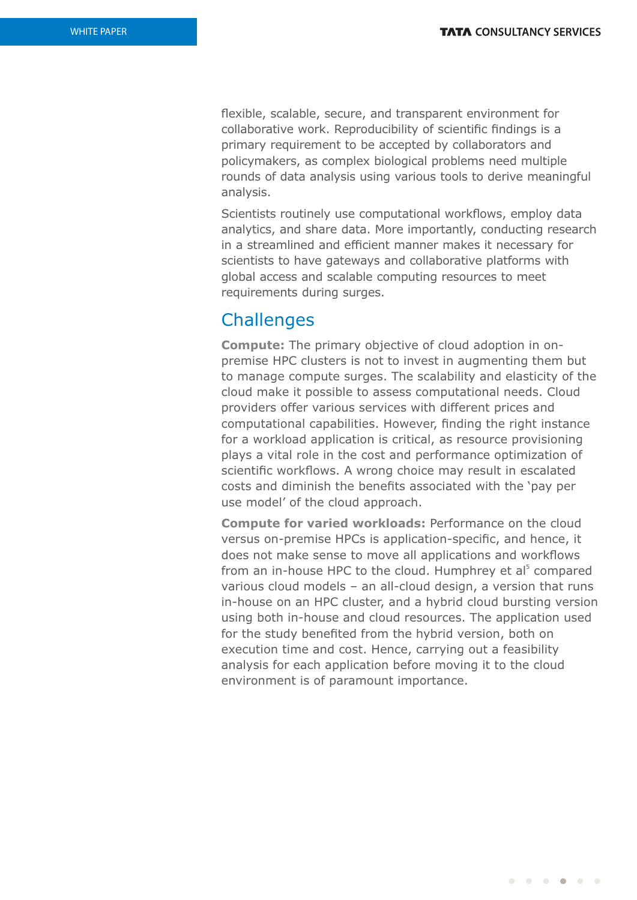flexible, scalable, secure, and transparent environment for collaborative work. Reproducibility of scientific findings is a primary requirement to be accepted by collaborators and policymakers, as complex biological problems need multiple rounds of data analysis using various tools to derive meaningful analysis.

Scientists routinely use computational workflows, employ data analytics, and share data. More importantly, conducting research in a streamlined and efficient manner makes it necessary for scientists to have gateways and collaborative platforms with global access and scalable computing resources to meet requirements during surges.

## Challenges

**Compute:** The primary objective of cloud adoption in on-premise HPC clusters is not to invest in augmenting them but to manage compute surges. The scalability and elasticity of the cloud make it possible to assess computational needs. Cloud providers offer various services with different prices and computational capabilities. However, finding the right instance for a workload application is critical, as resource provisioning plays a vital role in the cost and performance optimization of scientific workflows. A wrong choice may result in escalated costs and diminish the benefits associated with the 'pay per use model' of the cloud approach.

**Compute for varied workloads:** Performance on the cloud versus on-premise HPCs is application-specific, and hence, it does not make sense to move all applications and workflows from an in-house HPC to the cloud. Humphrey et al[5] compared various cloud models – an all-cloud design, a version that runs in-house on an HPC cluster, and a hybrid cloud bursting version using both in-house and cloud resources. The application used for the study benefited from the hybrid version, both on execution time and cost. Hence, carrying out a feasibility analysis for each application before moving it to the cloud environment is of paramount importance.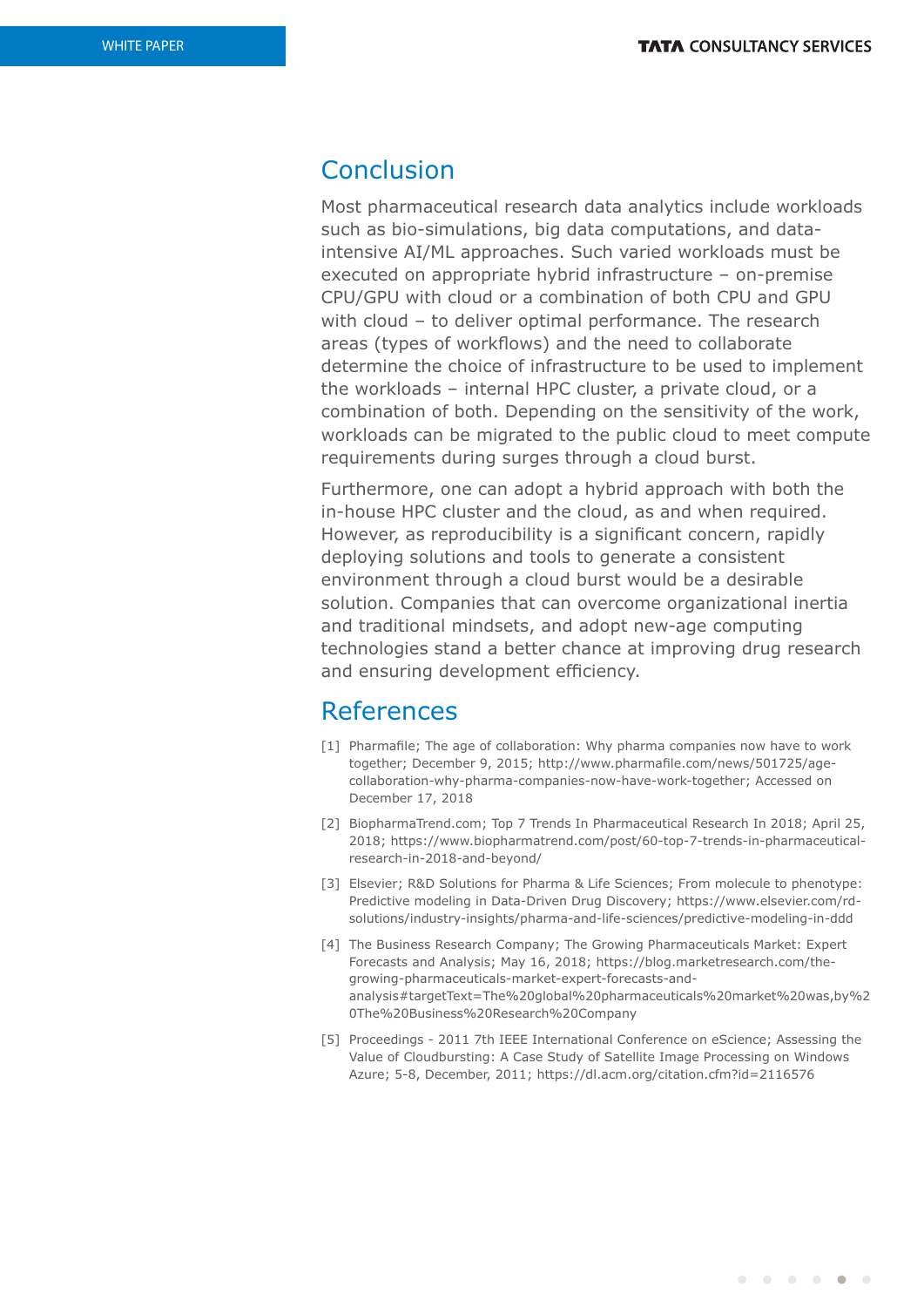## Conclusion

Most pharmaceutical research data analytics include workloads such as bio-simulations, big data computations, and data-intensive AI/ML approaches. Such varied workloads must be executed on appropriate hybrid infrastructure – on-premise CPU/GPU with cloud or a combination of both CPU and GPU with cloud – to deliver optimal performance. The research areas (types of workflows) and the need to collaborate determine the choice of infrastructure to be used to implement the workloads – internal HPC cluster, a private cloud, or a combination of both. Depending on the sensitivity of the work, workloads can be migrated to the public cloud to meet compute requirements during surges through a cloud burst.

Furthermore, one can adopt a hybrid approach with both the in-house HPC cluster and the cloud, as and when required. However, as reproducibility is a significant concern, rapidly deploying solutions and tools to generate a consistent environment through a cloud burst would be a desirable solution. Companies that can overcome organizational inertia and traditional mindsets, and adopt new-age computing technologies stand a better chance at improving drug research and ensuring development efficiency.

## References

[1] Pharmafile; The age of collaboration: Why pharma companies now have to work together; December 9, 2015; http://www.pharmafile.com/news/501725/age-collaboration-why-pharma-companies-now-have-work-together; Accessed on December 17, 2018

[2] BiopharmaTrend.com; Top 7 Trends In Pharmaceutical Research In 2018; April 25, 2018; https://www.biopharmatrend.com/post/60-top-7-trends-in-pharmaceutical-research-in-2018-and-beyond/

[3] Elsevier; R&D Solutions for Pharma & Life Sciences; From molecule to phenotype: Predictive modeling in Data-Driven Drug Discovery; https://www.elsevier.com/rd-solutions/industry-insights/pharma-and-life-sciences/predictive-modeling-in-ddd

[4] The Business Research Company; The Growing Pharmaceuticals Market: Expert Forecasts and Analysis; May 16, 2018; https://blog.marketresearch.com/the-growing-pharmaceuticals-market-expert-forecasts-and-analysis#targetText=The%20global%20pharmaceuticals%20market%20was,by%20The%20Business%20Research%20Company

[5] Proceedings - 2011 7th IEEE International Conference on eScience; Assessing the Value of Cloudbursting: A Case Study of Satellite Image Processing on Windows Azure; 5-8, December, 2011; https://dl.acm.org/citation.cfm?id=2116576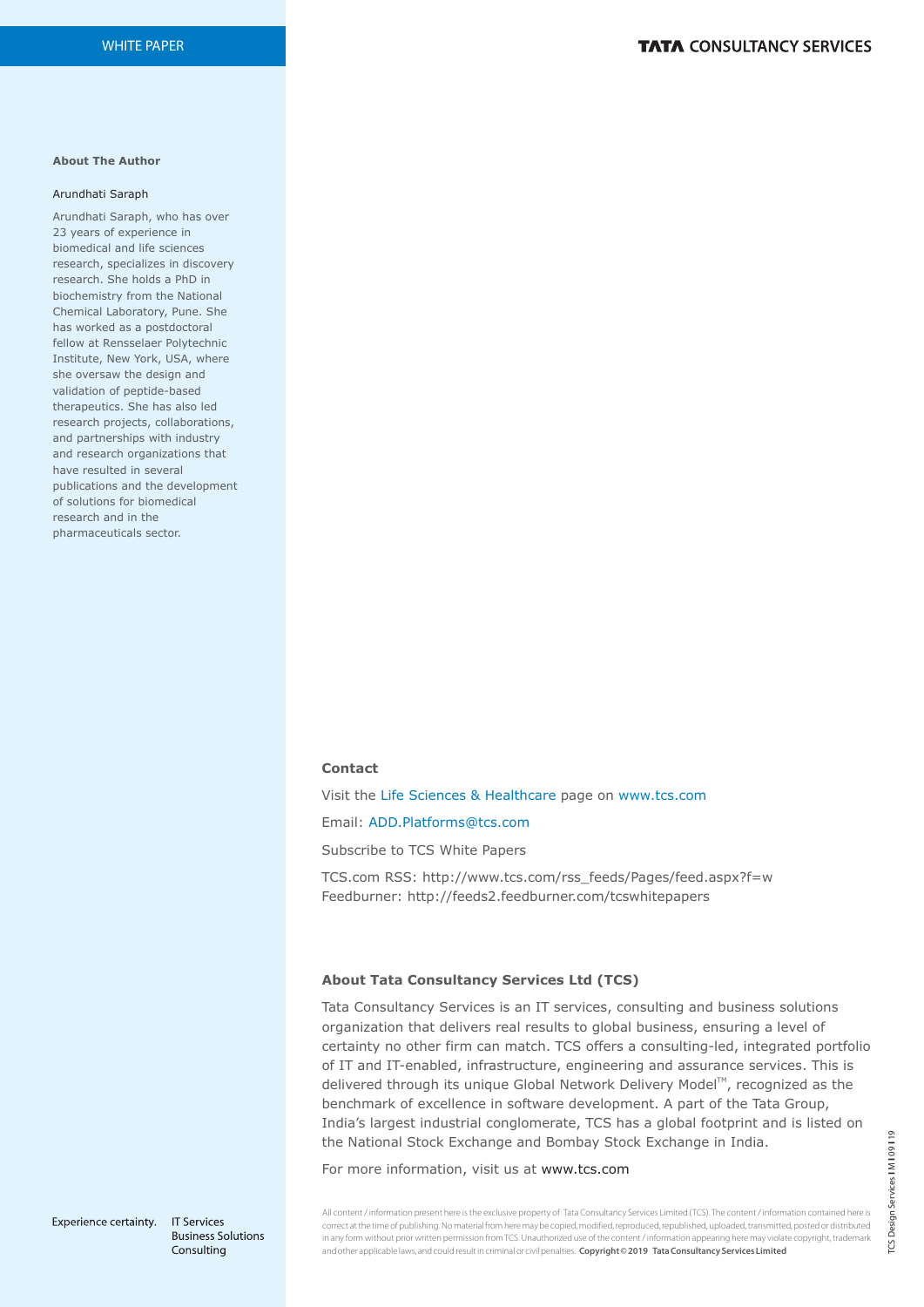## About The Author

### Arundhati Saraph

Arundhati Saraph, who has over 23 years of experience in biomedical and life sciences research, specializes in discovery research. She holds a PhD in biochemistry from the National Chemical Laboratory, Pune. She has worked as a postdoctoral fellow at Rensselaer Polytechnic Institute, New York, USA, where she oversaw the design and validation of peptide-based therapeutics. She has also led research projects, collaborations, and partnerships with industry and research organizations that have resulted in several publications and the development of solutions for biomedical research and in the pharmaceuticals sector.

## Contact

Visit the Life Sciences & Healthcare page on www.tcs.com

Email: ADD.Platforms@tcs.com

Subscribe to TCS White Papers

TCS.com RSS: http://www.tcs.com/rss_feeds/Pages/feed.aspx?f=w
Feedburner: http://feeds2.feedburner.com/tcswhitepapers

## About Tata Consultancy Services Ltd (TCS)

Tata Consultancy Services is an IT services, consulting and business solutions organization that delivers real results to global business, ensuring a level of certainty no other firm can match. TCS offers a consulting-led, integrated portfolio of IT and IT-enabled, infrastructure, engineering and assurance services. This is delivered through its unique Global Network Delivery Model™, recognized as the benchmark of excellence in software development. A part of the Tata Group, India's largest industrial conglomerate, TCS has a global footprint and is listed on the National Stock Exchange and Bombay Stock Exchange in India.

For more information, visit us at www.tcs.com

Experience certainty. IT Services Business Solutions Consulting

All content / information present here is the exclusive property of Tata Consultancy Services Limited (TCS). The content / information contained here is correct at the time of publishing. No material from here may be copied, modified, reproduced, republished, uploaded, transmitted, posted or distributed in any form without prior written permission from TCS. Unauthorized use of the content / information appearing here may violate copyright, trademark and other applicable laws, and could result in criminal or civil penalties. **Copyright © 2019 Tata Consultancy Services Limited**

TCS Design Services I M I 09 I 19